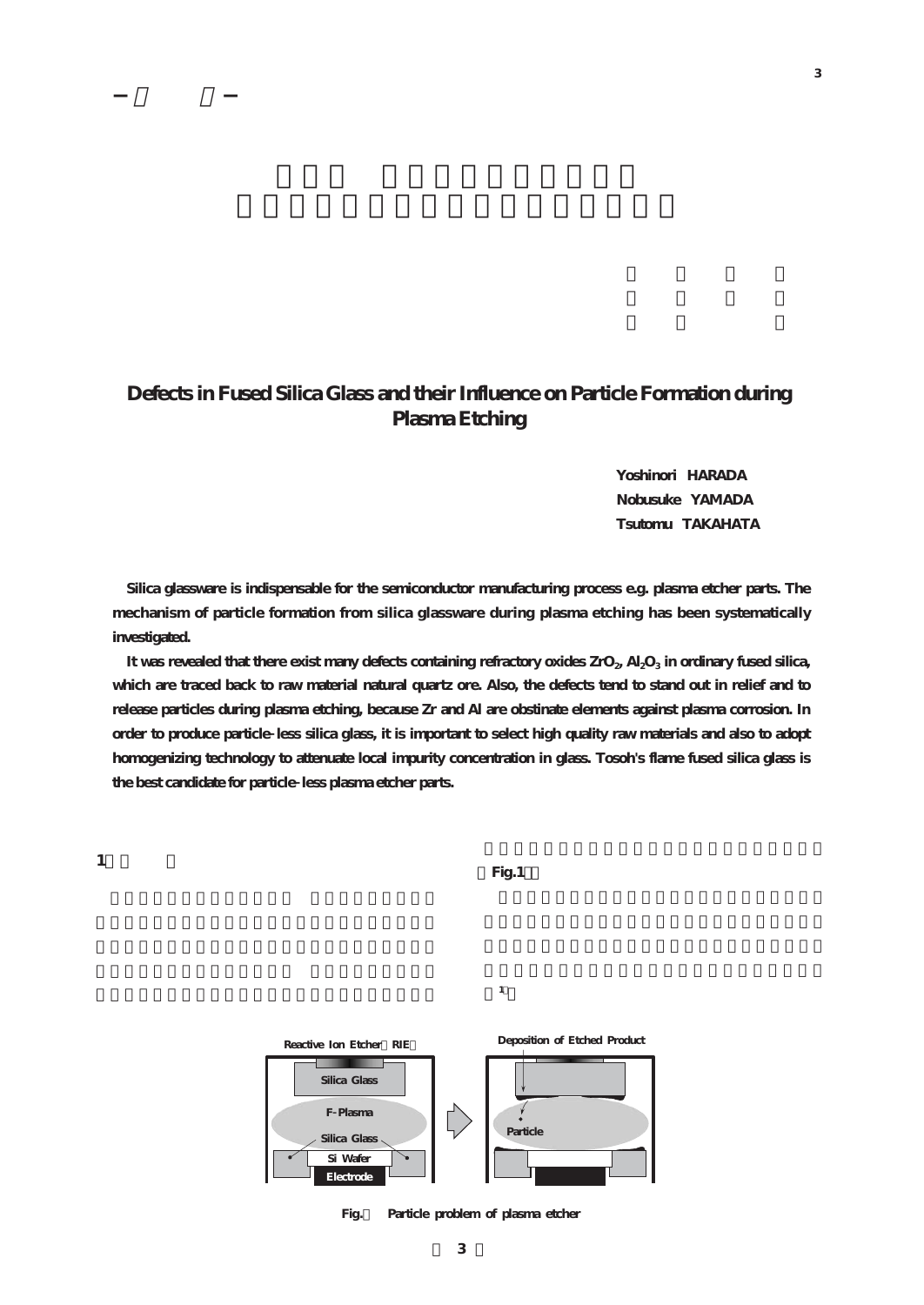# Defects in Fused Silica Glass and their Influence on Particle Formation during Plasma Etching

**Yoshinori HARADA**
**Nobusuke YAMADA**
**Tsutomu TAKAHATA**

**Silica glassware is indispensable for the semiconductor manufacturing process e.g. plasma etcher parts. The mechanism of particle formation from silica glassware during plasma etching has been systematically investigated.**

**It was revealed that there exist many defects containing refractory oxides $ZrO_2$, $Al_2O_3$ in ordinary fused silica, which are traced back to raw material natural quartz ore. Also, the defects tend to stand out in relief and to release particles during plasma etching, because Zr and Al are obstinate elements against plasma corrosion. In order to produce particle-less silica glass, it is important to select high quality raw materials and also to adopt homogenizing technology to attenuate local impurity concentration in glass. Tosoh's flame fused silica glass is the best candidate for particle-less plasma etcher parts.**

## 1

（Fig.1）

[1]

Reactive Ion Etcher（RIE） | Silica Glass | F-Plasma | Silica Glass | Si Wafer | Electrode

Deposition of Etched Product | Particle

**Fig.1 Particle problem of plasma etcher**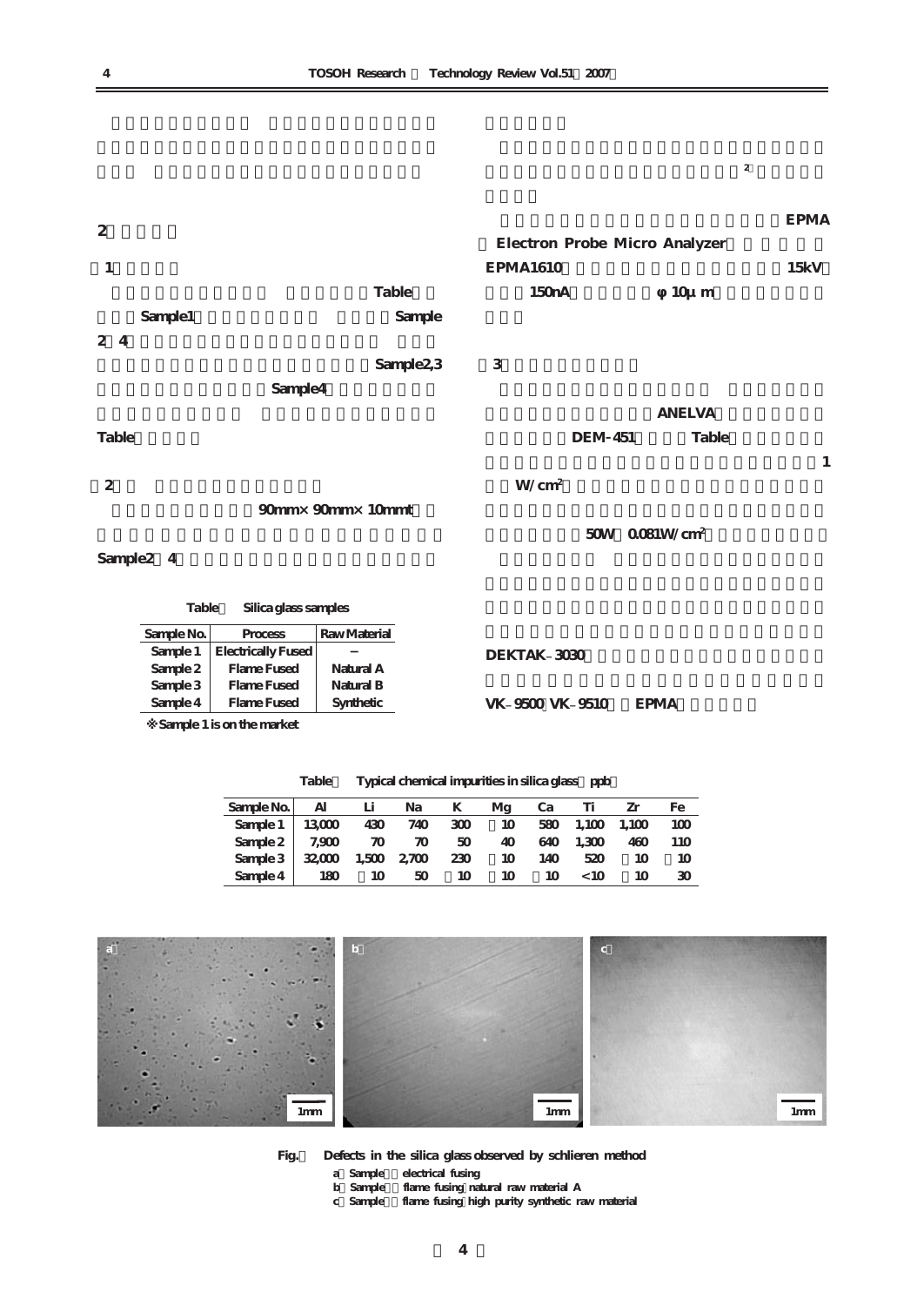## 2

### 1

Table

Sample1 Sample

2 4

Sample2,3

Sample4

Table

### 2

90mm× 90mm× 10mmt

Sample2 4

Table Silica glass samples

| Sample No. | Process | Raw Material |
|---|---|---|
| Sample 1 | Electrically Fused | − |
| Sample 2 | Flame Fused | Natural A |
| Sample 3 | Flame Fused | Natural B |
| Sample 4 | Flame Fused | Synthetic |

※Sample 1 is on the market

2

EPMA

Electron Probe Micro Analyzer

EPMA1610 15kV

150nA φ 10μ m

### 3

ANELVA

DEM-451 Table

1

W/cm[2]

50W 0.081W/cm[2]

DEKTAK−3030

VK−9500 VK−9510 EPMA

Table Typical chemical impurities in silica glass ppb

| Sample No. | Al | Li | Na | K | Mg | Ca | Ti | Zr | Fe |
|---|---|---|---|---|---|---|---|---|---|
| Sample 1 | 13,000 | 430 | 740 | 300 | 10 | 580 | 1,100 | 1,100 | 100 |
| Sample 2 | 7,900 | 70 | 70 | 50 | 40 | 640 | 1,300 | 460 | 110 |
| Sample 3 | 32,000 | 1,500 | 2,700 | 230 | 10 | 140 | 520 | 10 | 10 |
| Sample 4 | 180 | 10 | 50 | 10 | 10 | 10 | <10 | 10 | 30 |

Fig. Defects in the silica glass observed by schlieren method

a Sample electrical fusing

b Sample flame fusing natural raw material A

c Sample flame fusing high purity synthetic raw material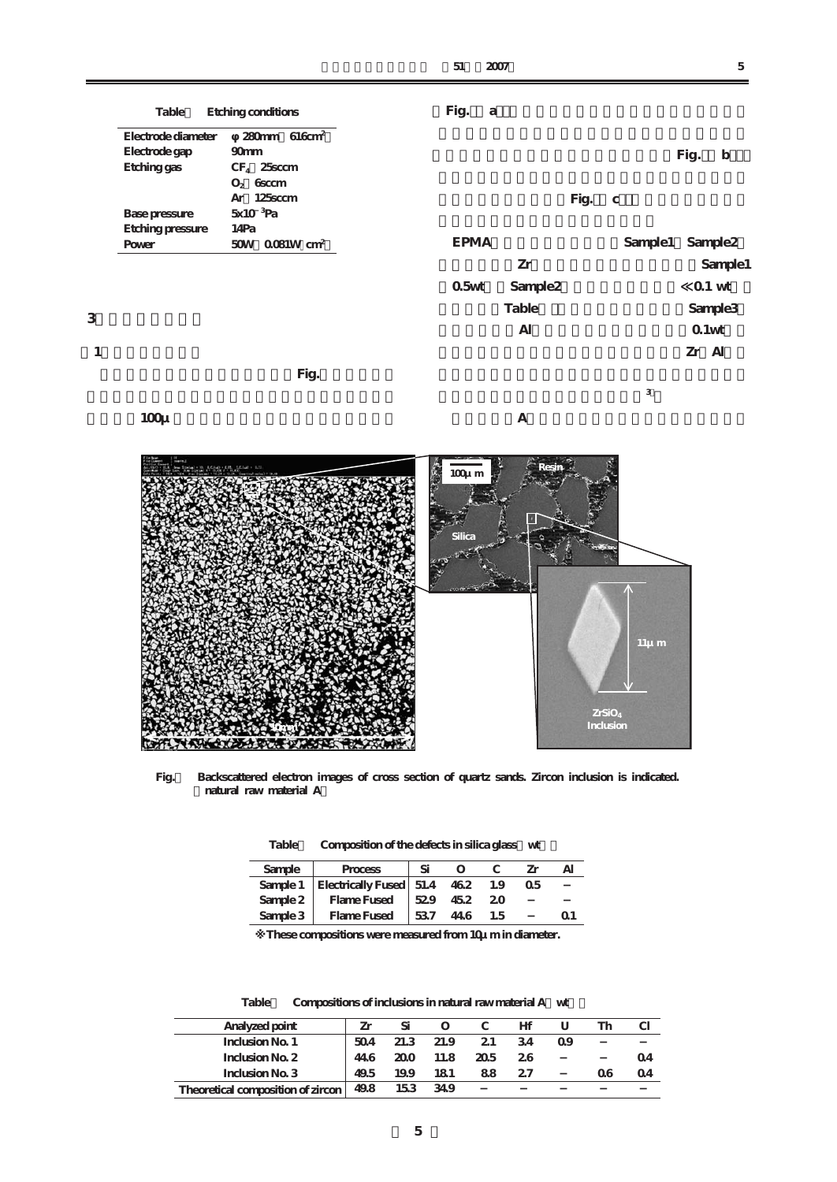Table Etching conditions

| Electrode diameter | φ 280mm 616cm² |
|---|---|
| Electrode gap | 90mm |
| Etching gas | $CF_4$ 25sccm |
| | $O_2$ 6sccm |
| | Ar 125sccm |
| Base pressure | $5\times10^{-3}$Pa |
| Etching pressure | 14Pa |
| Power | 50W 0.081W cm² |

Fig. a

Fig. b

Fig. c

EPMA Sample1 Sample2

Zr Sample1

0.5wt Sample2 ≪0.1 wt

Table Sample3

Al 0.1wt

Zr Al

3

A

3

1

Fig.

100μ

Fig. Backscattered electron images of cross section of quartz sands. Zircon inclusion is indicated. natural raw material A

Table Composition of the defects in silica glass wt

| Sample | Process | Si | O | C | Zr | Al |
|---|---|---|---|---|---|---|
| Sample 1 | Electrically Fused | 51.4 | 46.2 | 1.9 | 0.5 | – |
| Sample 2 | Flame Fused | 52.9 | 45.2 | 2.0 | – | – |
| Sample 3 | Flame Fused | 53.7 | 44.6 | 1.5 | – | 0.1 |

※These compositions were measured from 10μm in diameter.

Table Compositions of inclusions in natural raw material A wt

| Analyzed point | Zr | Si | O | C | Hf | U | Th | Cl |
|---|---|---|---|---|---|---|---|---|
| Inclusion No. 1 | 50.4 | 21.3 | 21.9 | 2.1 | 3.4 | 0.9 | – | – |
| Inclusion No. 2 | 44.6 | 20.0 | 11.8 | 20.5 | 2.6 | – | – | 0.4 |
| Inclusion No. 3 | 49.5 | 19.9 | 18.1 | 8.8 | 2.7 | – | 0.6 | 0.4 |
| Theoretical composition of zircon | 49.8 | 15.3 | 34.9 | – | – | – | – | – |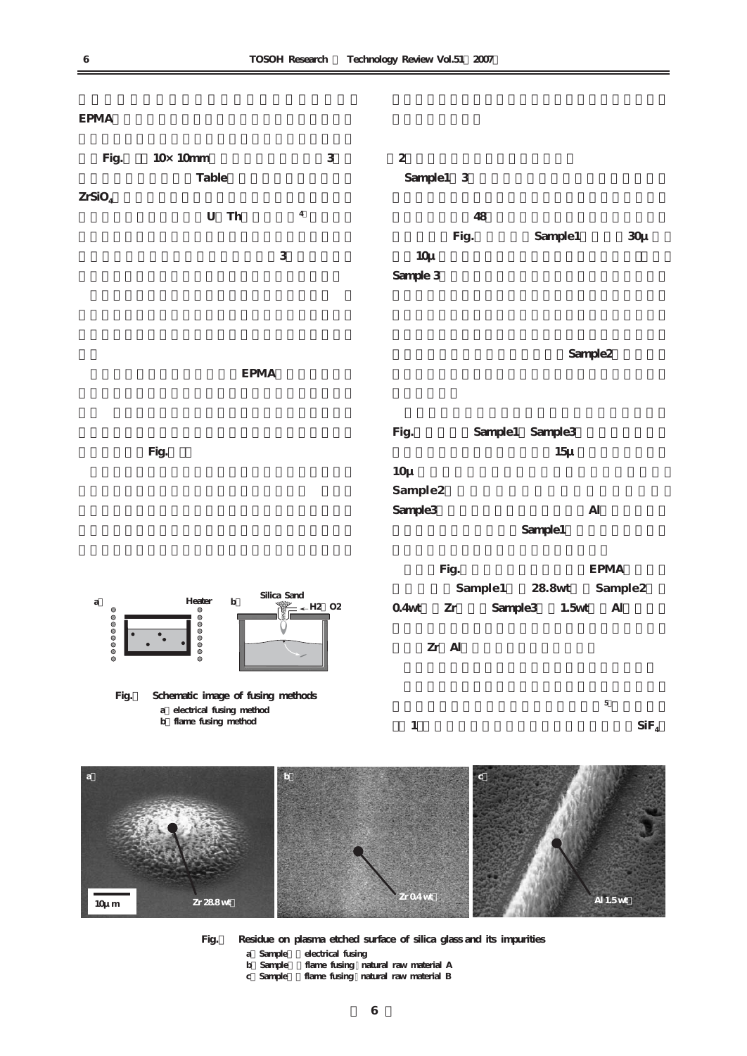EPMA

Fig. 10× 10mm 3

Table

$ZrSiO_4$

U Th [4]

3

EPMA

Fig.

2

Sample1 3

48

Fig. Sample1 30μ

10μ

Sample 3

Sample2

Fig. Sample1 Sample3

15μ

10μ

Sample2

Sample3 Al

Sample1

Fig. EPMA

Sample1 28.8wt Sample2

0.4wt Zr Sample3 1.5wt Al

Zr Al

[5]

1 $SiF_4$

a

Heater

b

Silica Sand

H2 O2

Fig. Schematic image of fusing methods

a electrical fusing method

b flame fusing method

a

10μm

Zr 28.8wt

b

Zr 0.4wt

c

Al 1.5wt

Fig. Residue on plasma etched surface of silica glass and its impurities

a Sample electrical fusing

b Sample flame fusing natural raw material A

c Sample flame fusing natural raw material B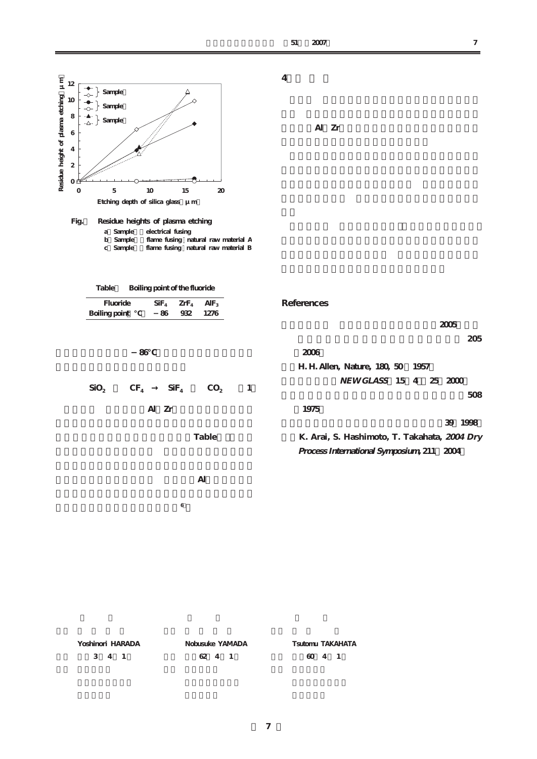12
10
8
6
4
2
0

Residue height of plasma etching （μm）

0 5 10 15 20

Etching depth of silica glass （μm）

Sample
Sample
Sample

Fig. Residue heights of plasma etching
a Sample electrical fusing
b Sample flame fusing natural raw material A
c Sample flame fusing natural raw material B

Table Boiling point of the fluoride

| Fluoride | $SiF_4$ | $ZrF_4$ | $AlF_3$ |
|---|---|---|---|
| Boiling point（°C） | −86 | 932 | 1276 |

−86°C

$$SiO_2 \quad CF_4 \rightarrow SiF_4 \quad CO_2 \qquad 1$$

Al Zr

Table

Al

6

4

Al Zr

## References

2005

205

2006

H. H. Allen, Nature, 180, 50 1957

*NEW GLASS* 15 4 25 2000

508

1975

39 1998

K. Arai, S. Hashimoto, T. Takahata, *2004 Dry Process International Symposium*, 211 2004

Yoshinori HARADA
3 4 1

Nobusuke YAMADA
62 4 1

Tsutomu TAKAHATA
60 4 1